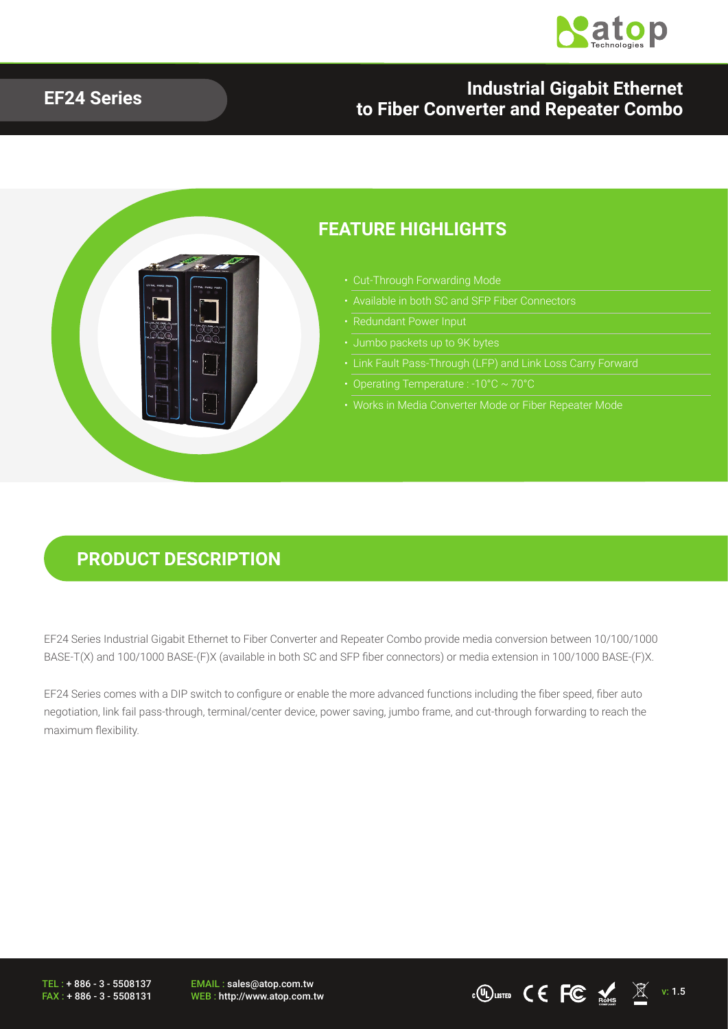**EF24 Series**

# Industrial Gigabit Ethernet to Fiber Converter and Repeater Combo

## FEATURE HIGHLIGHTS

- Cut-Through Forwarding Mode
- Available in both SC and SFP Fiber Connectors
- Redundant Power Input
- Jumbo packets up to 9K bytes
- Link Fault Pass-Through (LFP) and Link Loss Carry Forward
- Operating Temperature : -10°C ~ 70°C
- Works in Media Converter Mode or Fiber Repeater Mode

## PRODUCT DESCRIPTION

EF24 Series Industrial Gigabit Ethernet to Fiber Converter and Repeater Combo provide media conversion between 10/100/1000 BASE-T(X) and 100/1000 BASE-(F)X (available in both SC and SFP fiber connectors) or media extension in 100/1000 BASE-(F)X.

EF24 Series comes with a DIP switch to configure or enable the more advanced functions including the fiber speed, fiber auto negotiation, link fail pass-through, terminal/center device, power saving, jumbo frame, and cut-through forwarding to reach the maximum flexibility.

TEL : + 886 - 3 - 5508137
FAX : + 886 - 3 - 5508131

EMAIL : sales@atop.com.tw
WEB : http://www.atop.com.tw

v: 1.5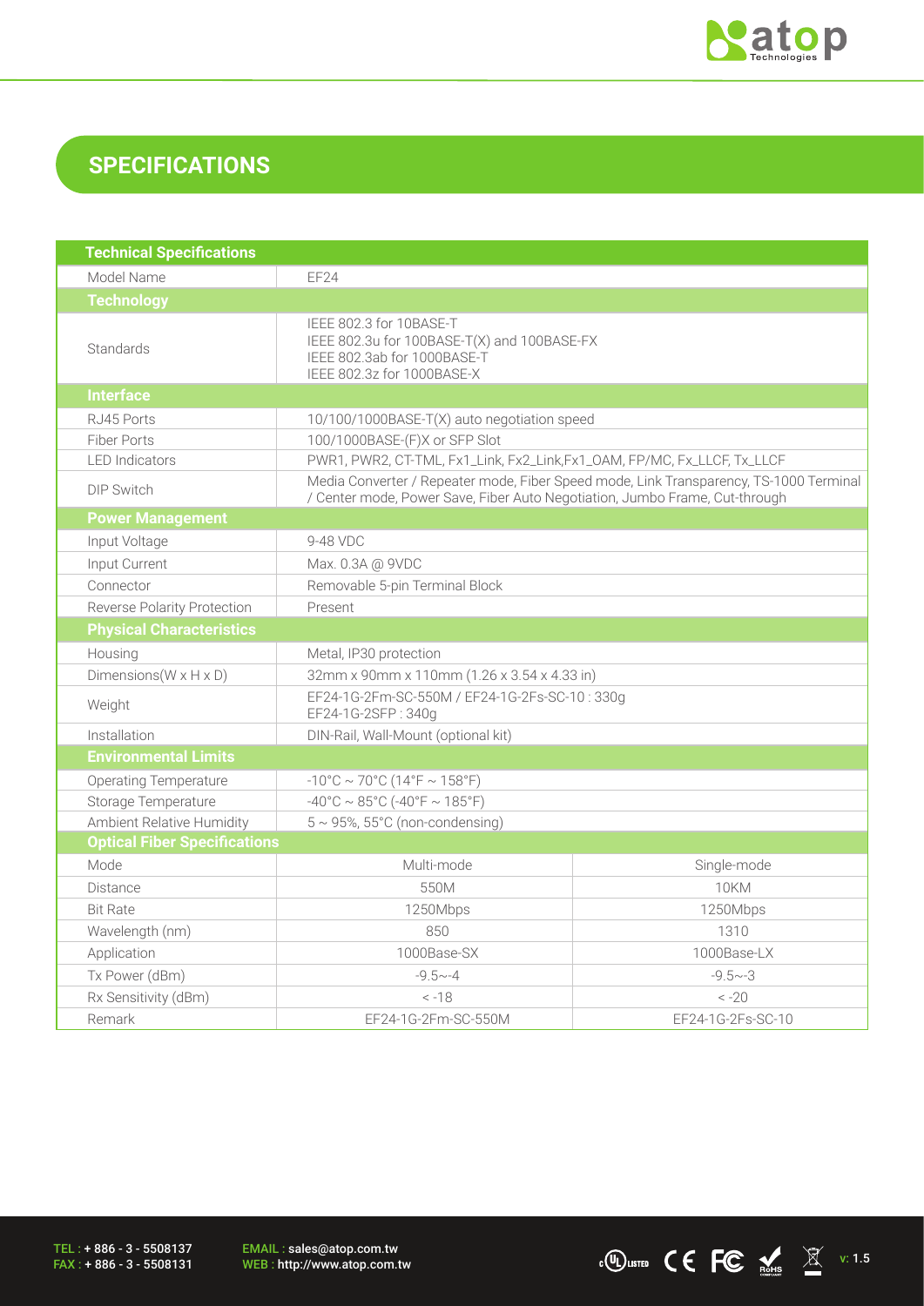## SPECIFICATIONS

| Technical Specifications | | |
|---|---|---|
| Model Name | EF24 | |
| **Technology** | | |
| Standards | IEEE 802.3 for 10BASE-T<br>IEEE 802.3u for 100BASE-T(X) and 100BASE-FX<br>IEEE 802.3ab for 1000BASE-T<br>IEEE 802.3z for 1000BASE-X | |
| **Interface** | | |
| RJ45 Ports | 10/100/1000BASE-T(X) auto negotiation speed | |
| Fiber Ports | 100/1000BASE-(F)X or SFP Slot | |
| LED Indicators | PWR1, PWR2, CT-TML, Fx1_Link, Fx2_Link,Fx1_OAM, FP/MC, Fx_LLCF, Tx_LLCF | |
| DIP Switch | Media Converter / Repeater mode, Fiber Speed mode, Link Transparency, TS-1000 Terminal / Center mode, Power Save, Fiber Auto Negotiation, Jumbo Frame, Cut-through | |
| **Power Management** | | |
| Input Voltage | 9-48 VDC | |
| Input Current | Max. 0.3A @ 9VDC | |
| Connector | Removable 5-pin Terminal Block | |
| Reverse Polarity Protection | Present | |
| **Physical Characteristics** | | |
| Housing | Metal, IP30 protection | |
| Dimensions(W x H x D) | 32mm x 90mm x 110mm (1.26 x 3.54 x 4.33 in) | |
| Weight | EF24-1G-2Fm-SC-550M / EF24-1G-2Fs-SC-10 : 330g<br>EF24-1G-2SFP : 340g | |
| Installation | DIN-Rail, Wall-Mount (optional kit) | |
| **Environmental Limits** | | |
| Operating Temperature | -10°C ~ 70°C (14°F ~ 158°F) | |
| Storage Temperature | -40°C ~ 85°C (-40°F ~ 185°F) | |
| Ambient Relative Humidity | 5 ~ 95%, 55°C (non-condensing) | |
| **Optical Fiber Specifications** | | |
| Mode | Multi-mode | Single-mode |
| Distance | 550M | 10KM |
| Bit Rate | 1250Mbps | 1250Mbps |
| Wavelength (nm) | 850 | 1310 |
| Application | 1000Base-SX | 1000Base-LX |
| Tx Power (dBm) | -9.5~-4 | -9.5~-3 |
| Rx Sensitivity (dBm) | < -18 | < -20 |
| Remark | EF24-1G-2Fm-SC-550M | EF24-1G-2Fs-SC-10 |

TEL : + 886 - 3 - 5508137
FAX : + 886 - 3 - 5508131

EMAIL : sales@atop.com.tw
WEB : http://www.atop.com.tw

v: 1.5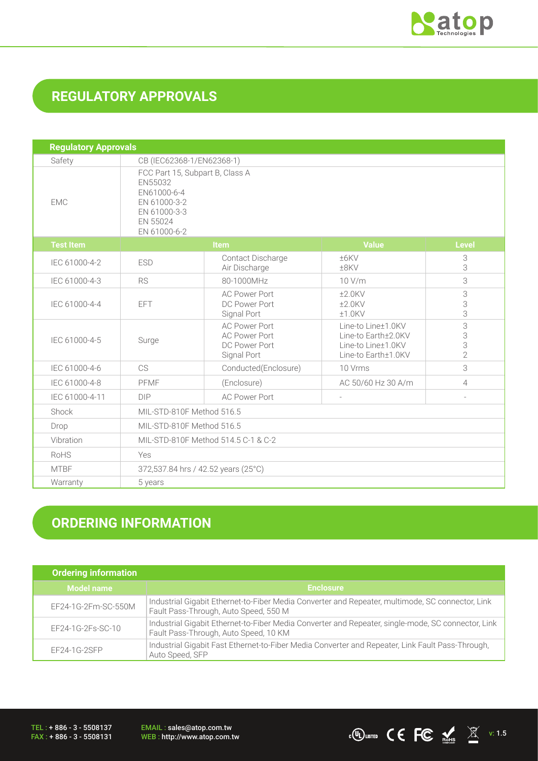## REGULATORY APPROVALS

| Regulatory Approvals | | | | |
|---|---|---|---|---|
| Safety | CB (IEC62368-1/EN62368-1) | | | |
| EMC | FCC Part 15, Subpart B, Class A<br>EN55032<br>EN61000-6-4<br>EN 61000-3-2<br>EN 61000-3-3<br>EN 55024<br>EN 61000-6-2 | | | |
| **Test Item** | **Item** | | **Value** | **Level** |
| IEC 61000-4-2 | ESD | Contact Discharge<br>Air Discharge | ±6KV<br>±8KV | 3<br>3 |
| IEC 61000-4-3 | RS | 80-1000MHz | 10 V/m | 3 |
| IEC 61000-4-4 | EFT | AC Power Port<br>DC Power Port<br>Signal Port | ±2.0KV<br>±2.0KV<br>±1.0KV | 3<br>3<br>3 |
| IEC 61000-4-5 | Surge | AC Power Port<br>AC Power Port<br>DC Power Port<br>Signal Port | Line-to Line±1.0KV<br>Line-to Earth±2.0KV<br>Line-to Line±1.0KV<br>Line-to Earth±1.0KV | 3<br>3<br>3<br>2 |
| IEC 61000-4-6 | CS | Conducted(Enclosure) | 10 Vrms | 3 |
| IEC 61000-4-8 | PFMF | (Enclosure) | AC 50/60 Hz 30 A/m | 4 |
| IEC 61000-4-11 | DIP | AC Power Port | - | - |
| Shock | MIL-STD-810F Method 516.5 | | | |
| Drop | MIL-STD-810F Method 516.5 | | | |
| Vibration | MIL-STD-810F Method 514.5 C-1 & C-2 | | | |
| RoHS | Yes | | | |
| MTBF | 372,537.84 hrs / 42.52 years (25°C) | | | |
| Warranty | 5 years | | | |

## ORDERING INFORMATION

| Ordering information | |
|---|---|
| **Model name** | **Enclosure** |
| EF24-1G-2Fm-SC-550M | Industrial Gigabit Ethernet-to-Fiber Media Converter and Repeater, multimode, SC connector, Link Fault Pass-Through, Auto Speed, 550 M |
| EF24-1G-2Fs-SC-10 | Industrial Gigabit Ethernet-to-Fiber Media Converter and Repeater, single-mode, SC connector, Link Fault Pass-Through, Auto Speed, 10 KM |
| EF24-1G-2SFP | Industrial Gigabit Fast Ethernet-to-Fiber Media Converter and Repeater, Link Fault Pass-Through, Auto Speed, SFP |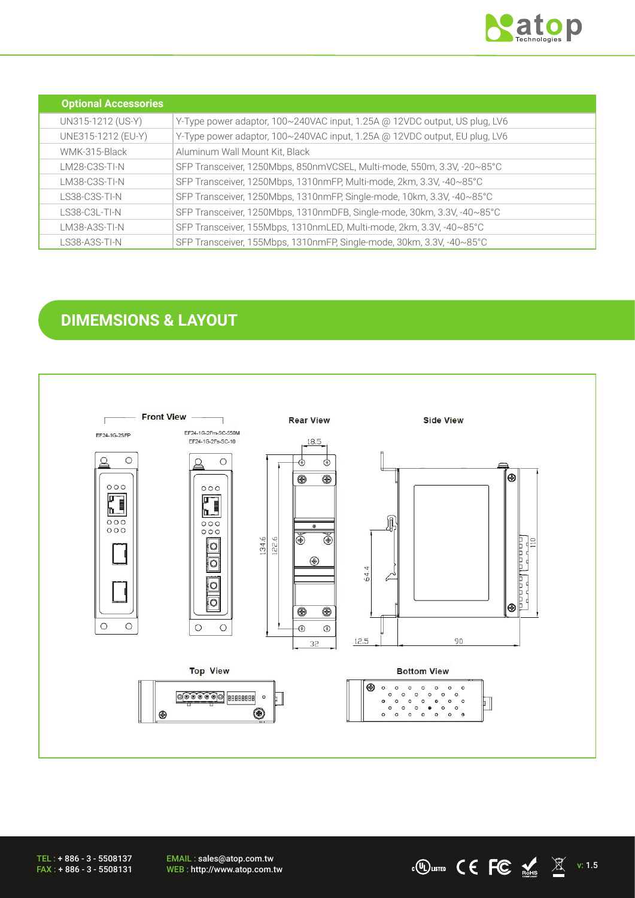| Optional Accessories | |
|---|---|
| UN315-1212 (US-Y) | Y-Type power adaptor, 100~240VAC input, 1.25A @ 12VDC output, US plug, LV6 |
| UNE315-1212 (EU-Y) | Y-Type power adaptor, 100~240VAC input, 1.25A @ 12VDC output, EU plug, LV6 |
| WMK-315-Black | Aluminum Wall Mount Kit, Black |
| LM28-C3S-TI-N | SFP Transceiver, 1250Mbps, 850nmVCSEL, Multi-mode, 550m, 3.3V, -20~85°C |
| LM38-C3S-TI-N | SFP Transceiver, 1250Mbps, 1310nmFP, Multi-mode, 2km, 3.3V, -40~85°C |
| LS38-C3S-TI-N | SFP Transceiver, 1250Mbps, 1310nmFP, Single-mode, 10km, 3.3V, -40~85°C |
| LS38-C3L-TI-N | SFP Transceiver, 1250Mbps, 1310nmDFB, Single-mode, 30km, 3.3V, -40~85°C |
| LM38-A3S-TI-N | SFP Transceiver, 155Mbps, 1310nmLED, Multi-mode, 2km, 3.3V, -40~85°C |
| LS38-A3S-TI-N | SFP Transceiver, 155Mbps, 1310nmFP, Single-mode, 30km, 3.3V, -40~85°C |

## DIMEMSIONS & LAYOUT

Front View

EF24-1G-2SFP

EF24-1G-2Fm-SC-550M
EF24-1G-2Fs-SC-10

Rear View

18.5

134.6

122.6

32

Side View

64.4

110

12.5

90

Top View

Bottom View

TEL : + 886 - 3 - 5508137
FAX : + 886 - 3 - 5508131

EMAIL : sales@atop.com.tw
WEB : http://www.atop.com.tw

v: 1.5